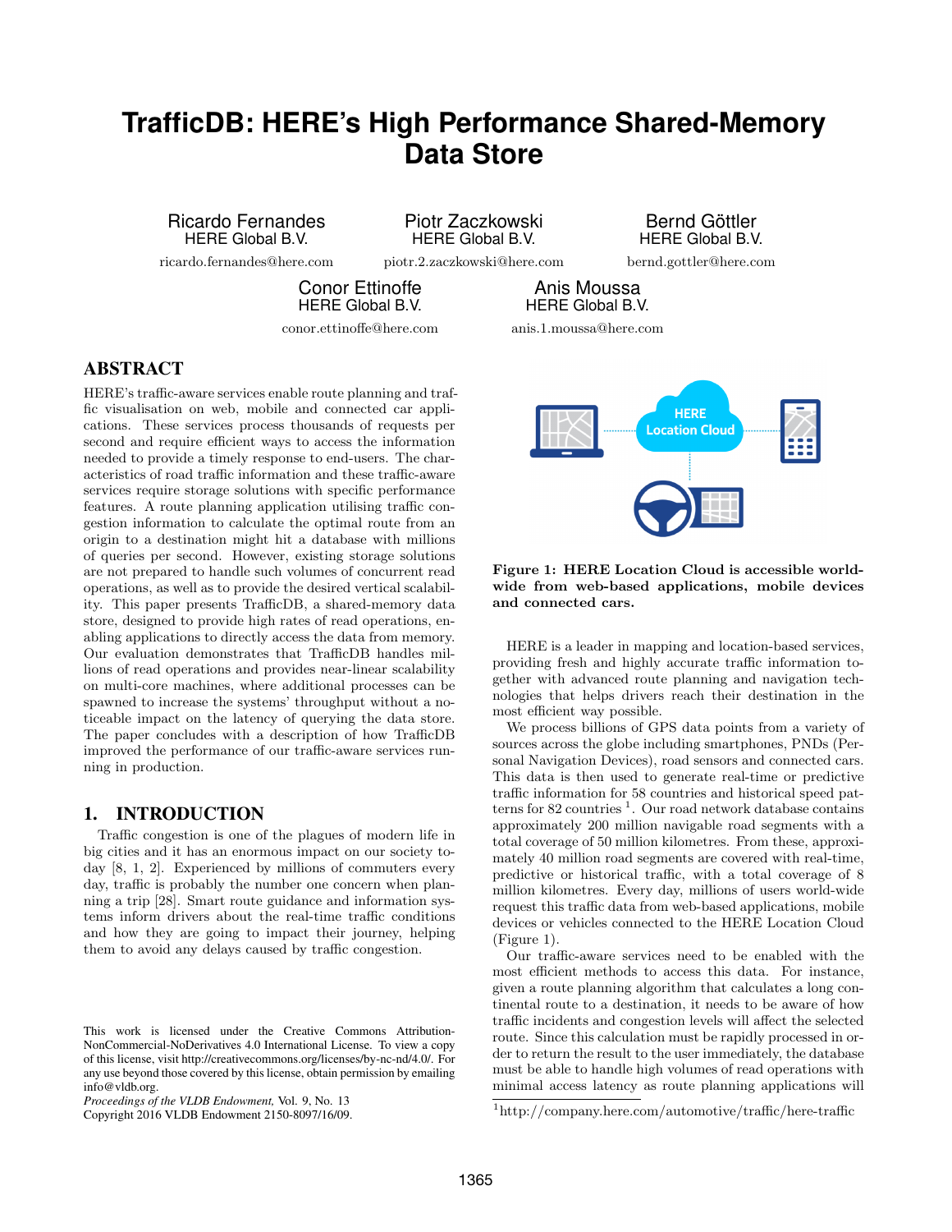# TrafficDB: HERE's High Performance Shared-Memory Data Store

Ricardo Fernandes
HERE Global B.V.
ricardo.fernandes@here.com

Piotr Zaczkowski
HERE Global B.V.
piotr.2.zaczkowski@here.com

Bernd Göttler
HERE Global B.V.
bernd.gottler@here.com

Conor Ettinoffe
HERE Global B.V.
conor.ettinoffe@here.com

Anis Moussa
HERE Global B.V.
anis.1.moussa@here.com

## ABSTRACT

HERE's traffic-aware services enable route planning and traffic visualisation on web, mobile and connected car applications. These services process thousands of requests per second and require efficient ways to access the information needed to provide a timely response to end-users. The characteristics of road traffic information and these traffic-aware services require storage solutions with specific performance features. A route planning application utilising traffic congestion information to calculate the optimal route from an origin to a destination might hit a database with millions of queries per second. However, existing storage solutions are not prepared to handle such volumes of concurrent read operations, as well as to provide the desired vertical scalability. This paper presents TrafficDB, a shared-memory data store, designed to provide high rates of read operations, enabling applications to directly access the data from memory. Our evaluation demonstrates that TrafficDB handles millions of read operations and provides near-linear scalability on multi-core machines, where additional processes can be spawned to increase the systems' throughput without a noticeable impact on the latency of querying the data store. The paper concludes with a description of how TrafficDB improved the performance of our traffic-aware services running in production.

## 1. INTRODUCTION

Traffic congestion is one of the plagues of modern life in big cities and it has an enormous impact on our society today [8, 1, 2]. Experienced by millions of commuters every day, traffic is probably the number one concern when planning a trip [28]. Smart route guidance and information systems inform drivers about the real-time traffic conditions and how they are going to impact their journey, helping them to avoid any delays caused by traffic congestion.

This work is licensed under the Creative Commons Attribution-NonCommercial-NoDerivatives 4.0 International License. To view a copy of this license, visit http://creativecommons.org/licenses/by-nc-nd/4.0/. For any use beyond those covered by this license, obtain permission by emailing info@vldb.org.

*Proceedings of the VLDB Endowment,* Vol. 9, No. 13
Copyright 2016 VLDB Endowment 2150-8097/16/09.

**Figure 1: HERE Location Cloud is accessible worldwide from web-based applications, mobile devices and connected cars.**

HERE is a leader in mapping and location-based services, providing fresh and highly accurate traffic information together with advanced route planning and navigation technologies that helps drivers reach their destination in the most efficient way possible.

We process billions of GPS data points from a variety of sources across the globe including smartphones, PNDs (Personal Navigation Devices), road sensors and connected cars. This data is then used to generate real-time or predictive traffic information for 58 countries and historical speed patterns for 82 countries [1]. Our road network database contains approximately 200 million navigable road segments with a total coverage of 50 million kilometres. From these, approximately 40 million road segments are covered with real-time, predictive or historical traffic, with a total coverage of 8 million kilometres. Every day, millions of users world-wide request this traffic data from web-based applications, mobile devices or vehicles connected to the HERE Location Cloud (Figure 1).

Our traffic-aware services need to be enabled with the most efficient methods to access this data. For instance, given a route planning algorithm that calculates a long continental route to a destination, it needs to be aware of how traffic incidents and congestion levels will affect the selected route. Since this calculation must be rapidly processed in order to return the result to the user immediately, the database must be able to handle high volumes of read operations with minimal access latency as route planning applications will

[1] http://company.here.com/automotive/traffic/here-traffic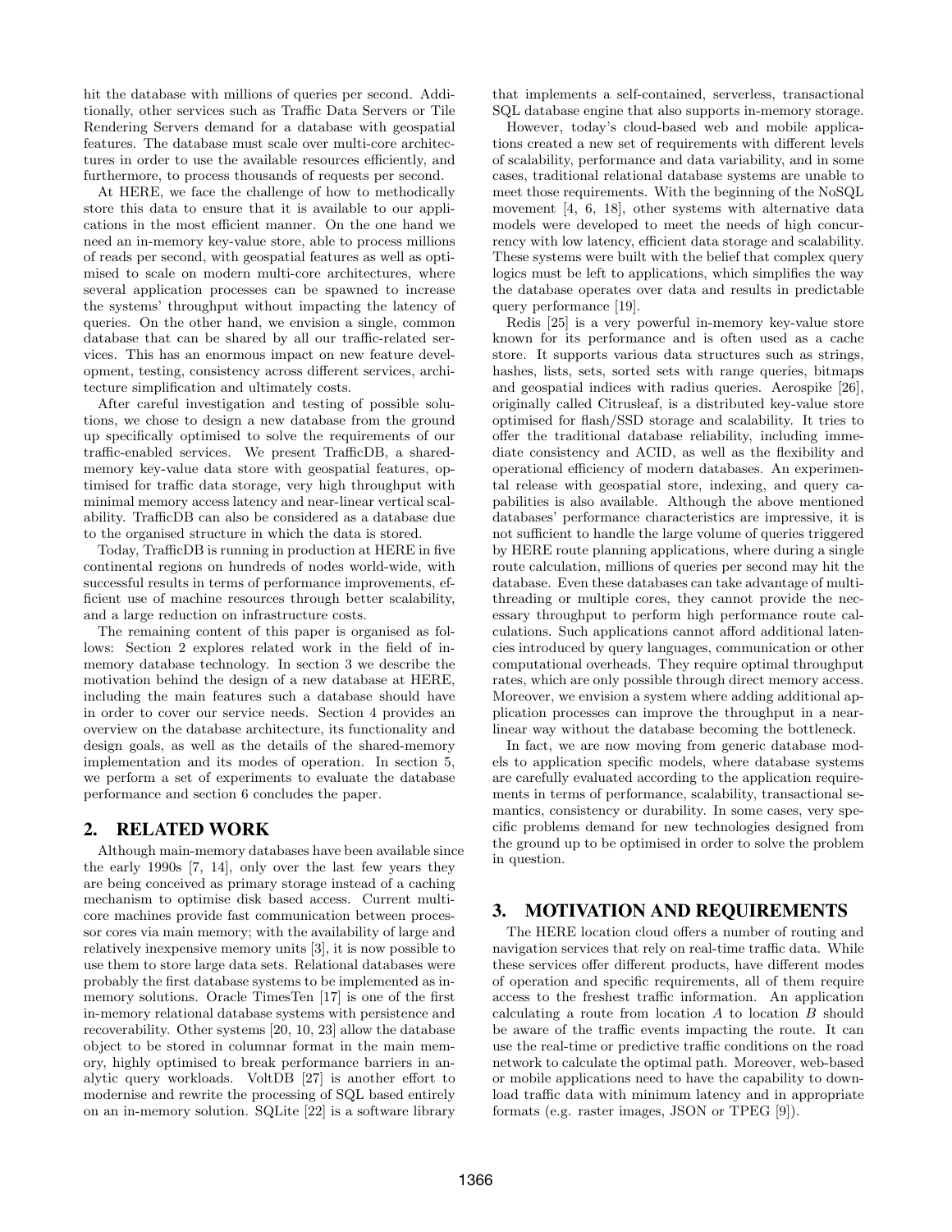hit the database with millions of queries per second. Additionally, other services such as Traffic Data Servers or Tile Rendering Servers demand for a database with geospatial features. The database must scale over multi-core architectures in order to use the available resources efficiently, and furthermore, to process thousands of requests per second.

At HERE, we face the challenge of how to methodically store this data to ensure that it is available to our applications in the most efficient manner. On the one hand we need an in-memory key-value store, able to process millions of reads per second, with geospatial features as well as optimised to scale on modern multi-core architectures, where several application processes can be spawned to increase the systems' throughput without impacting the latency of queries. On the other hand, we envision a single, common database that can be shared by all our traffic-related services. This has an enormous impact on new feature development, testing, consistency across different services, architecture simplification and ultimately costs.

After careful investigation and testing of possible solutions, we chose to design a new database from the ground up specifically optimised to solve the requirements of our traffic-enabled services. We present TrafficDB, a shared-memory key-value data store with geospatial features, optimised for traffic data storage, very high throughput with minimal memory access latency and near-linear vertical scalability. TrafficDB can also be considered as a database due to the organised structure in which the data is stored.

Today, TrafficDB is running in production at HERE in five continental regions on hundreds of nodes world-wide, with successful results in terms of performance improvements, efficient use of machine resources through better scalability, and a large reduction on infrastructure costs.

The remaining content of this paper is organised as follows: Section 2 explores related work in the field of in-memory database technology. In section 3 we describe the motivation behind the design of a new database at HERE, including the main features such a database should have in order to cover our service needs. Section 4 provides an overview on the database architecture, its functionality and design goals, as well as the details of the shared-memory implementation and its modes of operation. In section 5, we perform a set of experiments to evaluate the database performance and section 6 concludes the paper.

## 2. RELATED WORK

Although main-memory databases have been available since the early 1990s [7, 14], only over the last few years they are being conceived as primary storage instead of a caching mechanism to optimise disk based access. Current multi-core machines provide fast communication between processor cores via main memory; with the availability of large and relatively inexpensive memory units [3], it is now possible to use them to store large data sets. Relational databases were probably the first database systems to be implemented as in-memory solutions. Oracle TimesTen [17] is one of the first in-memory relational database systems with persistence and recoverability. Other systems [20, 10, 23] allow the database object to be stored in columnar format in the main memory, highly optimised to break performance barriers in analytic query workloads. VoltDB [27] is another effort to modernise and rewrite the processing of SQL based entirely on an in-memory solution. SQLite [22] is a software library that implements a self-contained, serverless, transactional SQL database engine that also supports in-memory storage.

However, today's cloud-based web and mobile applications created a new set of requirements with different levels of scalability, performance and data variability, and in some cases, traditional relational database systems are unable to meet those requirements. With the beginning of the NoSQL movement [4, 6, 18], other systems with alternative data models were developed to meet the needs of high concurrency with low latency, efficient data storage and scalability. These systems were built with the belief that complex query logics must be left to applications, which simplifies the way the database operates over data and results in predictable query performance [19].

Redis [25] is a very powerful in-memory key-value store known for its performance and is often used as a cache store. It supports various data structures such as strings, hashes, lists, sets, sorted sets with range queries, bitmaps and geospatial indices with radius queries. Aerospike [26], originally called Citrusleaf, is a distributed key-value store optimised for flash/SSD storage and scalability. It tries to offer the traditional database reliability, including immediate consistency and ACID, as well as the flexibility and operational efficiency of modern databases. An experimental release with geospatial store, indexing, and query capabilities is also available. Although the above mentioned databases' performance characteristics are impressive, it is not sufficient to handle the large volume of queries triggered by HERE route planning applications, where during a single route calculation, millions of queries per second may hit the database. Even these databases can take advantage of multi-threading or multiple cores, they cannot provide the necessary throughput to perform high performance route calculations. Such applications cannot afford additional latencies introduced by query languages, communication or other computational overheads. They require optimal throughput rates, which are only possible through direct memory access. Moreover, we envision a system where adding additional application processes can improve the throughput in a near-linear way without the database becoming the bottleneck.

In fact, we are now moving from generic database models to application specific models, where database systems are carefully evaluated according to the application requirements in terms of performance, scalability, transactional semantics, consistency or durability. In some cases, very specific problems demand for new technologies designed from the ground up to be optimised in order to solve the problem in question.

## 3. MOTIVATION AND REQUIREMENTS

The HERE location cloud offers a number of routing and navigation services that rely on real-time traffic data. While these services offer different products, have different modes of operation and specific requirements, all of them require access to the freshest traffic information. An application calculating a route from location $A$ to location $B$ should be aware of the traffic events impacting the route. It can use the real-time or predictive traffic conditions on the road network to calculate the optimal path. Moreover, web-based or mobile applications need to have the capability to download traffic data with minimum latency and in appropriate formats (e.g. raster images, JSON or TPEG [9]).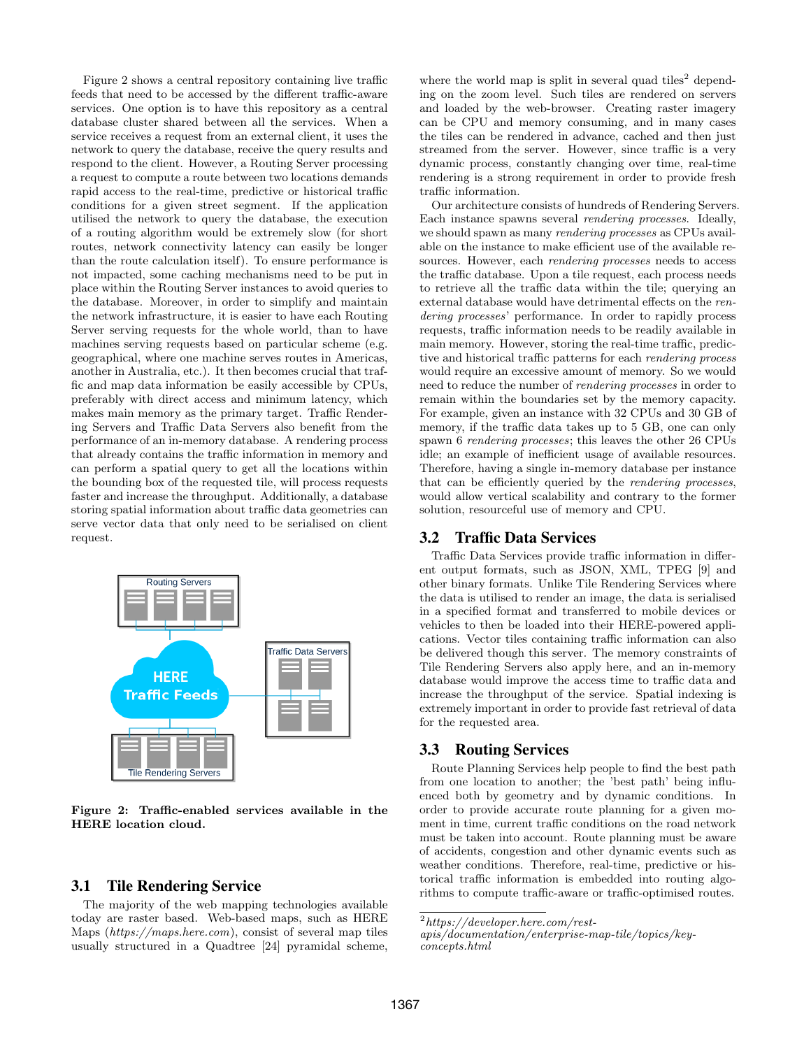Figure 2 shows a central repository containing live traffic feeds that need to be accessed by the different traffic-aware services. One option is to have this repository as a central database cluster shared between all the services. When a service receives a request from an external client, it uses the network to query the database, receive the query results and respond to the client. However, a Routing Server processing a request to compute a route between two locations demands rapid access to the real-time, predictive or historical traffic conditions for a given street segment. If the application utilised the network to query the database, the execution of a routing algorithm would be extremely slow (for short routes, network connectivity latency can easily be longer than the route calculation itself). To ensure performance is not impacted, some caching mechanisms need to be put in place within the Routing Server instances to avoid queries to the database. Moreover, in order to simplify and maintain the network infrastructure, it is easier to have each Routing Server serving requests for the whole world, than to have machines serving requests based on particular scheme (e.g. geographical, where one machine serves routes in Americas, another in Australia, etc.). It then becomes crucial that traffic and map data information be easily accessible by CPUs, preferably with direct access and minimum latency, which makes main memory as the primary target. Traffic Rendering Servers and Traffic Data Servers also benefit from the performance of an in-memory database. A rendering process that already contains the traffic information in memory and can perform a spatial query to get all the locations within the bounding box of the requested tile, will process requests faster and increase the throughput. Additionally, a database storing spatial information about traffic data geometries can serve vector data that only need to be serialised on client request.

**Figure 2: Traffic-enabled services available in the HERE location cloud.**

## 3.1 Tile Rendering Service

The majority of the web mapping technologies available today are raster based. Web-based maps, such as HERE Maps (*https://maps.here.com*), consist of several map tiles usually structured in a Quadtree [24] pyramidal scheme, where the world map is split in several quad tiles[2] depending on the zoom level. Such tiles are rendered on servers and loaded by the web-browser. Creating raster imagery can be CPU and memory consuming, and in many cases the tiles can be rendered in advance, cached and then just streamed from the server. However, since traffic is a very dynamic process, constantly changing over time, real-time rendering is a strong requirement in order to provide fresh traffic information.

Our architecture consists of hundreds of Rendering Servers. Each instance spawns several *rendering processes*. Ideally, we should spawn as many *rendering processes* as CPUs available on the instance to make efficient use of the available resources. However, each *rendering processes* needs to access the traffic database. Upon a tile request, each process needs to retrieve all the traffic data within the tile; querying an external database would have detrimental effects on the *rendering processes*' performance. In order to rapidly process requests, traffic information needs to be readily available in main memory. However, storing the real-time traffic, predictive and historical traffic patterns for each *rendering process* would require an excessive amount of memory. So we would need to reduce the number of *rendering processes* in order to remain within the boundaries set by the memory capacity. For example, given an instance with 32 CPUs and 30 GB of memory, if the traffic data takes up to 5 GB, one can only spawn 6 *rendering processes*; this leaves the other 26 CPUs idle; an example of inefficient usage of available resources. Therefore, having a single in-memory database per instance that can be efficiently queried by the *rendering processes*, would allow vertical scalability and contrary to the former solution, resourceful use of memory and CPU.

## 3.2 Traffic Data Services

Traffic Data Services provide traffic information in different output formats, such as JSON, XML, TPEG [9] and other binary formats. Unlike Tile Rendering Services where the data is utilised to render an image, the data is serialised in a specified format and transferred to mobile devices or vehicles to then be loaded into their HERE-powered applications. Vector tiles containing traffic information can also be delivered though this server. The memory constraints of Tile Rendering Servers also apply here, and an in-memory database would improve the access time to traffic data and increase the throughput of the service. Spatial indexing is extremely important in order to provide fast retrieval of data for the requested area.

## 3.3 Routing Services

Route Planning Services help people to find the best path from one location to another; the 'best path' being influenced both by geometry and by dynamic conditions. In order to provide accurate route planning for a given moment in time, current traffic conditions on the road network must be taken into account. Route planning must be aware of accidents, congestion and other dynamic events such as weather conditions. Therefore, real-time, predictive or historical traffic information is embedded into routing algorithms to compute traffic-aware or traffic-optimised routes.

[2] *https://developer.here.com/rest-apis/documentation/enterprise-map-tile/topics/key-concepts.html*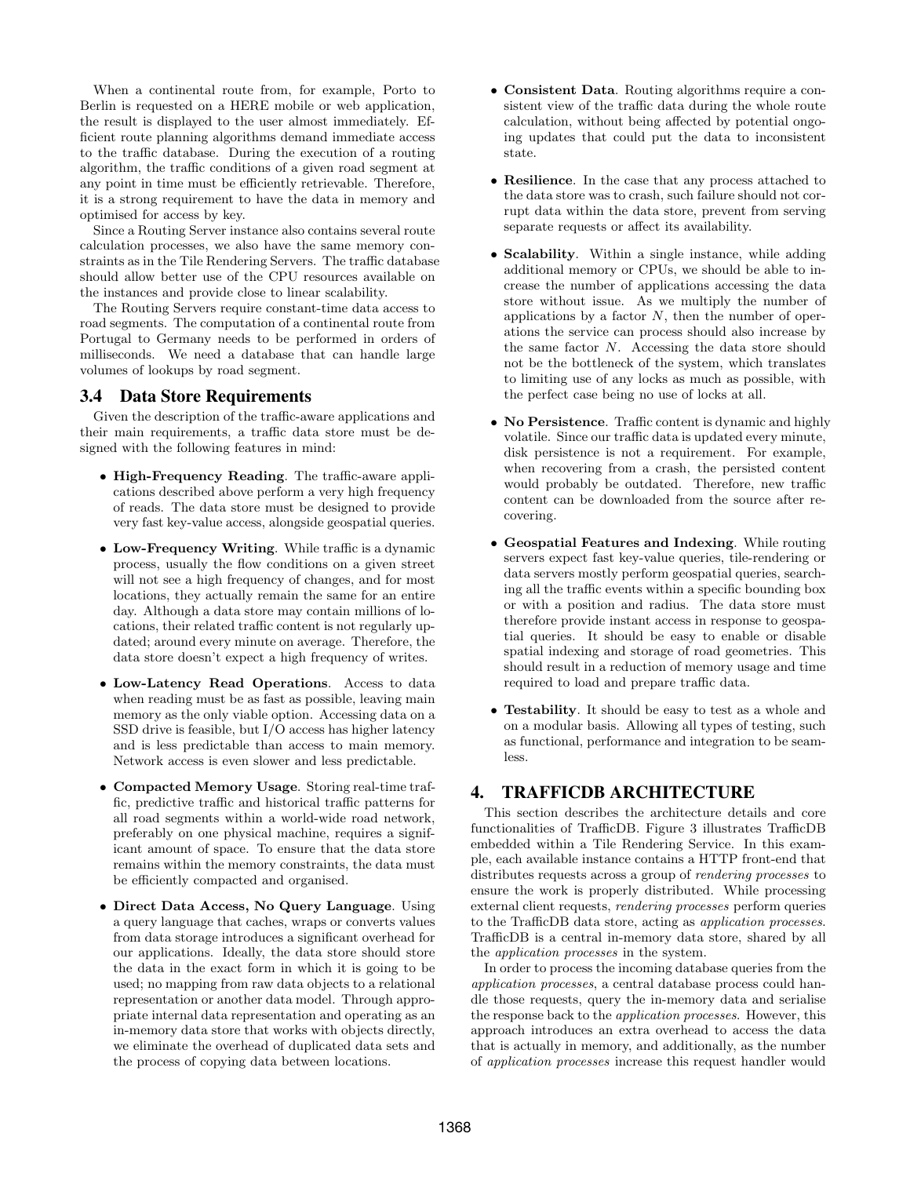When a continental route from, for example, Porto to Berlin is requested on a HERE mobile or web application, the result is displayed to the user almost immediately. Efficient route planning algorithms demand immediate access to the traffic database. During the execution of a routing algorithm, the traffic conditions of a given road segment at any point in time must be efficiently retrievable. Therefore, it is a strong requirement to have the data in memory and optimised for access by key.

Since a Routing Server instance also contains several route calculation processes, we also have the same memory constraints as in the Tile Rendering Servers. The traffic database should allow better use of the CPU resources available on the instances and provide close to linear scalability.

The Routing Servers require constant-time data access to road segments. The computation of a continental route from Portugal to Germany needs to be performed in orders of milliseconds. We need a database that can handle large volumes of lookups by road segment.

### 3.4 Data Store Requirements

Given the description of the traffic-aware applications and their main requirements, a traffic data store must be designed with the following features in mind:

- **High-Frequency Reading**. The traffic-aware applications described above perform a very high frequency of reads. The data store must be designed to provide very fast key-value access, alongside geospatial queries.
- **Low-Frequency Writing**. While traffic is a dynamic process, usually the flow conditions on a given street will not see a high frequency of changes, and for most locations, they actually remain the same for an entire day. Although a data store may contain millions of locations, their related traffic content is not regularly updated; around every minute on average. Therefore, the data store doesn't expect a high frequency of writes.
- **Low-Latency Read Operations**. Access to data when reading must be as fast as possible, leaving main memory as the only viable option. Accessing data on a SSD drive is feasible, but I/O access has higher latency and is less predictable than access to main memory. Network access is even slower and less predictable.
- **Compacted Memory Usage**. Storing real-time traffic, predictive traffic and historical traffic patterns for all road segments within a world-wide road network, preferably on one physical machine, requires a significant amount of space. To ensure that the data store remains within the memory constraints, the data must be efficiently compacted and organised.
- **Direct Data Access, No Query Language**. Using a query language that caches, wraps or converts values from data storage introduces a significant overhead for our applications. Ideally, the data store should store the data in the exact form in which it is going to be used; no mapping from raw data objects to a relational representation or another data model. Through appropriate internal data representation and operating as an in-memory data store that works with objects directly, we eliminate the overhead of duplicated data sets and the process of copying data between locations.
- **Consistent Data**. Routing algorithms require a consistent view of the traffic data during the whole route calculation, without being affected by potential ongoing updates that could put the data to inconsistent state.
- **Resilience**. In the case that any process attached to the data store was to crash, such failure should not corrupt data within the data store, prevent from serving separate requests or affect its availability.
- **Scalability**. Within a single instance, while adding additional memory or CPUs, we should be able to increase the number of applications accessing the data store without issue. As we multiply the number of applications by a factor $N$, then the number of operations the service can process should also increase by the same factor $N$. Accessing the data store should not be the bottleneck of the system, which translates to limiting use of any locks as much as possible, with the perfect case being no use of locks at all.
- **No Persistence**. Traffic content is dynamic and highly volatile. Since our traffic data is updated every minute, disk persistence is not a requirement. For example, when recovering from a crash, the persisted content would probably be outdated. Therefore, new traffic content can be downloaded from the source after recovering.
- **Geospatial Features and Indexing**. While routing servers expect fast key-value queries, tile-rendering or data servers mostly perform geospatial queries, searching all the traffic events within a specific bounding box or with a position and radius. The data store must therefore provide instant access in response to geospatial queries. It should be easy to enable or disable spatial indexing and storage of road geometries. This should result in a reduction of memory usage and time required to load and prepare traffic data.
- **Testability**. It should be easy to test as a whole and on a modular basis. Allowing all types of testing, such as functional, performance and integration to be seamless.

## 4. TRAFFICDB ARCHITECTURE

This section describes the architecture details and core functionalities of TrafficDB. Figure 3 illustrates TrafficDB embedded within a Tile Rendering Service. In this example, each available instance contains a HTTP front-end that distributes requests across a group of *rendering processes* to ensure the work is properly distributed. While processing external client requests, *rendering processes* perform queries to the TrafficDB data store, acting as *application processes*. TrafficDB is a central in-memory data store, shared by all the *application processes* in the system.

In order to process the incoming database queries from the *application processes*, a central database process could handle those requests, query the in-memory data and serialise the response back to the *application processes*. However, this approach introduces an extra overhead to access the data that is actually in memory, and additionally, as the number of *application processes* increase this request handler would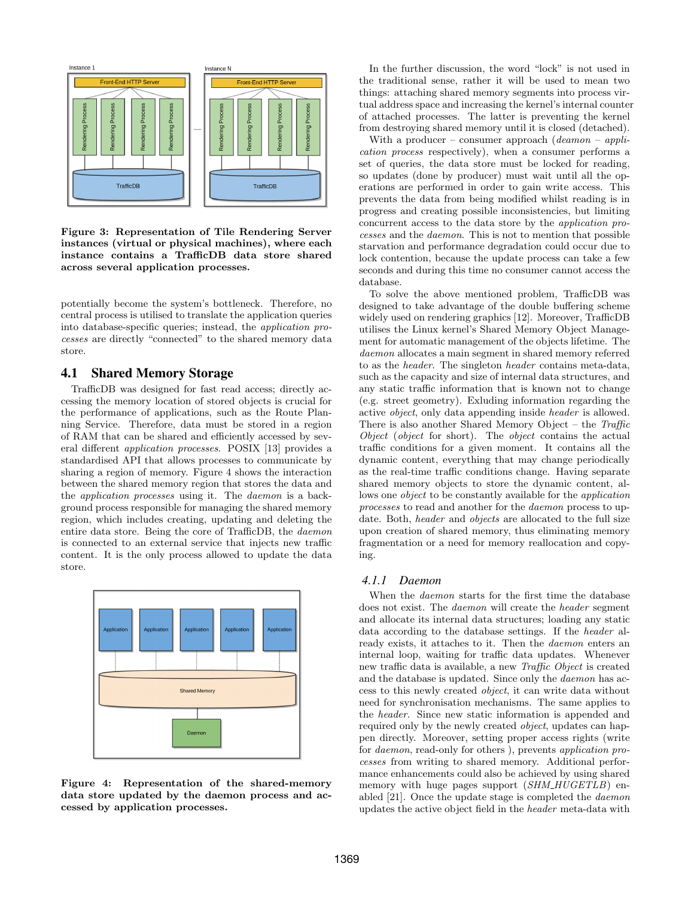**Figure 3: Representation of Tile Rendering Server instances (virtual or physical machines), where each instance contains a TrafficDB data store shared across several application processes.**

potentially become the system's bottleneck. Therefore, no central process is utilised to translate the application queries into database-specific queries; instead, the *application processes* are directly "connected" to the shared memory data store.

## 4.1 Shared Memory Storage

TrafficDB was designed for fast read access; directly accessing the memory location of stored objects is crucial for the performance of applications, such as the Route Planning Service. Therefore, data must be stored in a region of RAM that can be shared and efficiently accessed by several different *application processes*. POSIX [13] provides a standardised API that allows processes to communicate by sharing a region of memory. Figure 4 shows the interaction between the shared memory region that stores the data and the *application processes* using it. The *daemon* is a background process responsible for managing the shared memory region, which includes creating, updating and deleting the entire data store. Being the core of TrafficDB, the *daemon* is connected to an external service that injects new traffic content. It is the only process allowed to update the data store.

**Figure 4: Representation of the shared-memory data store updated by the daemon process and accessed by application processes.**

In the further discussion, the word "lock" is not used in the traditional sense, rather it will be used to mean two things: attaching shared memory segments into process virtual address space and increasing the kernel's internal counter of attached processes. The latter is preventing the kernel from destroying shared memory until it is closed (detached).

With a producer – consumer approach (*deamon* – *application process* respectively), when a consumer performs a set of queries, the data store must be locked for reading, so updates (done by producer) must wait until all the operations are performed in order to gain write access. This prevents the data from being modified whilst reading is in progress and creating possible inconsistencies, but limiting concurrent access to the data store by the *application processes* and the *daemon*. This is not to mention that possible starvation and performance degradation could occur due to lock contention, because the update process can take a few seconds and during this time no consumer cannot access the database.

To solve the above mentioned problem, TrafficDB was designed to take advantage of the double buffering scheme widely used on rendering graphics [12]. Moreover, TrafficDB utilises the Linux kernel's Shared Memory Object Management for automatic management of the objects lifetime. The *daemon* allocates a main segment in shared memory referred to as the *header*. The singleton *header* contains meta-data, such as the capacity and size of internal data structures, and any static traffic information that is known not to change (e.g. street geometry). Exluding information regarding the active *object*, only data appending inside *header* is allowed. There is also another Shared Memory Object – the *Traffic Object* (*object* for short). The *object* contains the actual traffic conditions for a given moment. It contains all the dynamic content, everything that may change periodically as the real-time traffic conditions change. Having separate shared memory objects to store the dynamic content, allows one *object* to be constantly available for the *application processes* to read and another for the *daemon* process to update. Both, *header* and *objects* are allocated to the full size upon creation of shared memory, thus eliminating memory fragmentation or a need for memory reallocation and copying.

### 4.1.1 Daemon

When the *daemon* starts for the first time the database does not exist. The *daemon* will create the *header* segment and allocate its internal data structures; loading any static data according to the database settings. If the *header* already exists, it attaches to it. Then the *daemon* enters an internal loop, waiting for traffic data updates. Whenever new traffic data is available, a new *Traffic Object* is created and the database is updated. Since only the *daemon* has access to this newly created *object*, it can write data without need for synchronisation mechanisms. The same applies to the *header*. Since new static information is appended and required only by the newly created *object*, updates can happen directly. Moreover, setting proper access rights (write for *daemon*, read-only for others ), prevents *application processes* from writing to shared memory. Additional performance enhancements could also be achieved by using shared memory with huge pages support (*SHM_HUGETLB*) enabled [21]. Once the update stage is completed the *daemon* updates the active object field in the *header* meta-data with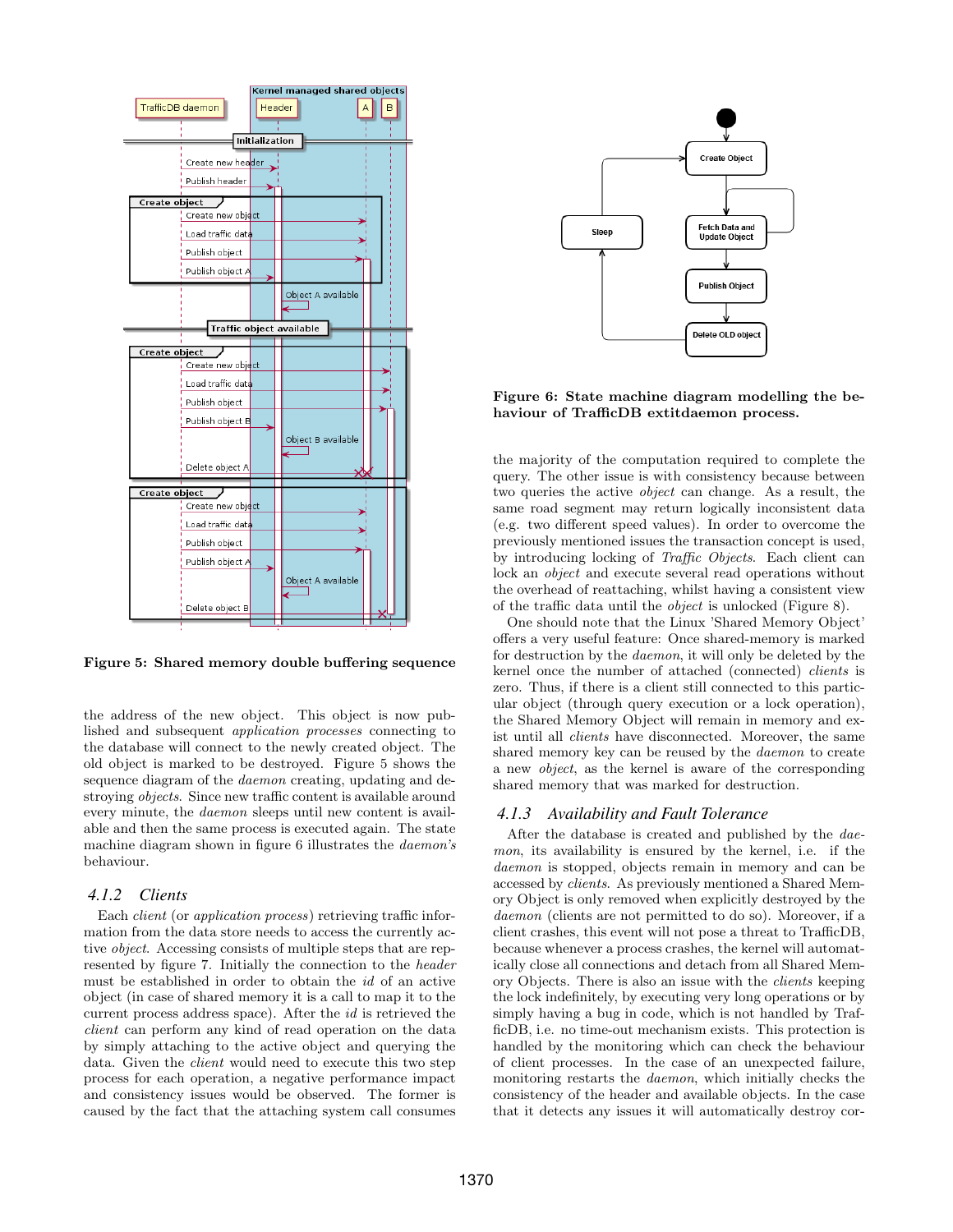Figure 5: Shared memory double buffering sequence

the address of the new object. This object is now published and subsequent *application processes* connecting to the database will connect to the newly created object. The old object is marked to be destroyed. Figure 5 shows the sequence diagram of the *daemon* creating, updating and destroying *objects*. Since new traffic content is available around every minute, the *daemon* sleeps until new content is available and then the same process is executed again. The state machine diagram shown in figure 6 illustrates the *daemon's* behaviour.

### 4.1.2 Clients

Each *client* (or *application process*) retrieving traffic information from the data store needs to access the currently active *object*. Accessing consists of multiple steps that are represented by figure 7. Initially the connection to the *header* must be established in order to obtain the *id* of an active object (in case of shared memory it is a call to map it to the current process address space). After the *id* is retrieved the *client* can perform any kind of read operation on the data by simply attaching to the active object and querying the data. Given the *client* would need to execute this two step process for each operation, a negative performance impact and consistency issues would be observed. The former is caused by the fact that the attaching system call consumes

Figure 6: State machine diagram modelling the behaviour of TrafficDB extitdaemon process.

the majority of the computation required to complete the query. The other issue is with consistency because between two queries the active *object* can change. As a result, the same road segment may return logically inconsistent data (e.g. two different speed values). In order to overcome the previously mentioned issues the transaction concept is used, by introducing locking of *Traffic Objects*. Each client can lock an *object* and execute several read operations without the overhead of reattaching, whilst having a consistent view of the traffic data until the *object* is unlocked (Figure 8).

One should note that the Linux 'Shared Memory Object' offers a very useful feature: Once shared-memory is marked for destruction by the *daemon*, it will only be deleted by the kernel once the number of attached (connected) *clients* is zero. Thus, if there is a client still connected to this particular object (through query execution or a lock operation), the Shared Memory Object will remain in memory and exist until all *clients* have disconnected. Moreover, the same shared memory key can be reused by the *daemon* to create a new *object*, as the kernel is aware of the corresponding shared memory that was marked for destruction.

### 4.1.3 Availability and Fault Tolerance

After the database is created and published by the *daemon*, its availability is ensured by the kernel, i.e. if the *daemon* is stopped, objects remain in memory and can be accessed by *clients*. As previously mentioned a Shared Memory Object is only removed when explicitly destroyed by the *daemon* (clients are not permitted to do so). Moreover, if a client crashes, this event will not pose a threat to TrafficDB, because whenever a process crashes, the kernel will automatically close all connections and detach from all Shared Memory Objects. There is also an issue with the *clients* keeping the lock indefinitely, by executing very long operations or by simply having a bug in code, which is not handled by TrafficDB, i.e. no time-out mechanism exists. This protection is handled by the monitoring which can check the behaviour of client processes. In the case of an unexpected failure, monitoring restarts the *daemon*, which initially checks the consistency of the header and available objects. In the case that it detects any issues it will automatically destroy cor-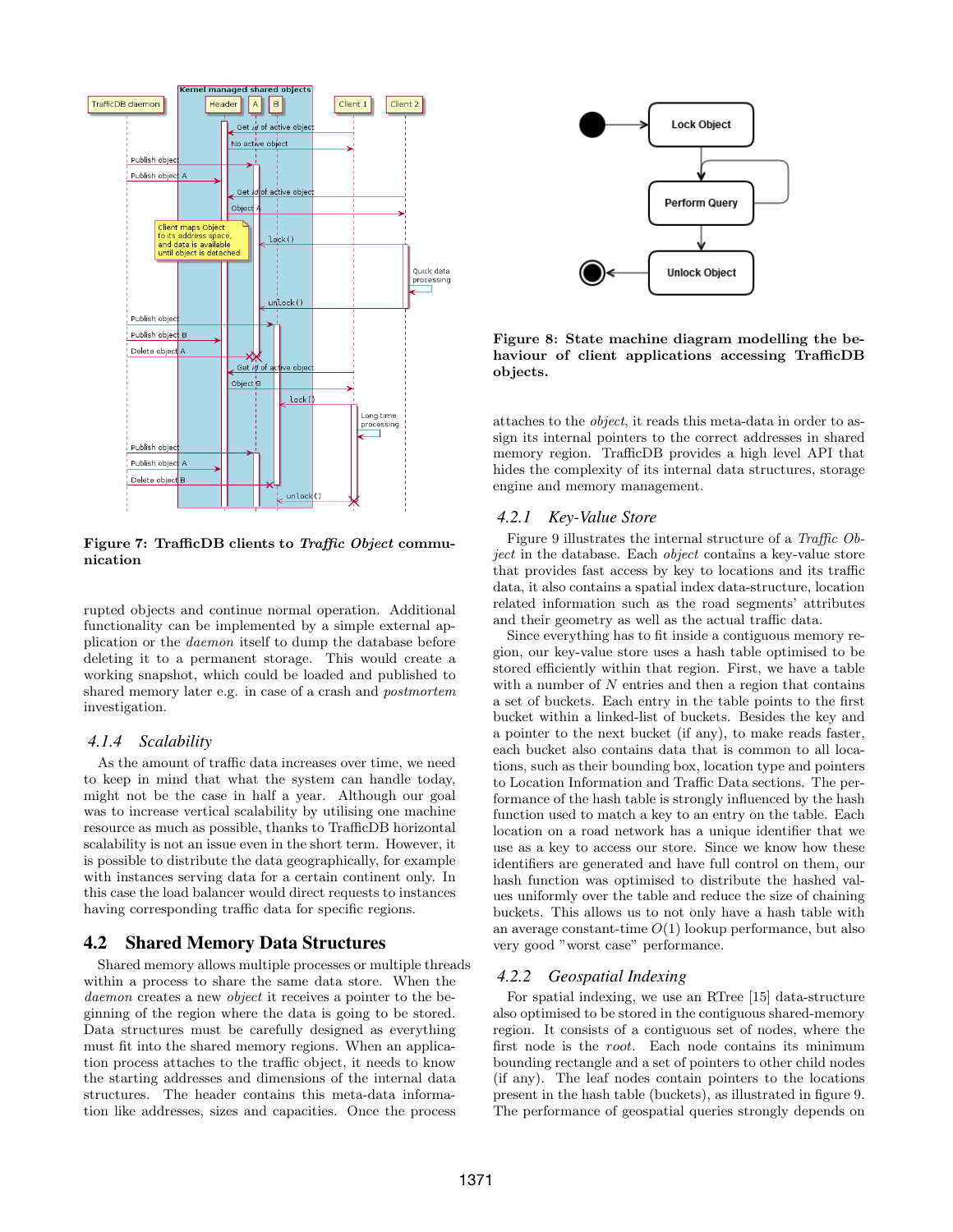**Figure 7: TrafficDB clients to *Traffic Object* communication**

rupted objects and continue normal operation. Additional functionality can be implemented by a simple external application or the *daemon* itself to dump the database before deleting it to a permanent storage. This would create a working snapshot, which could be loaded and published to shared memory later e.g. in case of a crash and *postmortem* investigation.

### 4.1.4 Scalability

As the amount of traffic data increases over time, we need to keep in mind that what the system can handle today, might not be the case in half a year. Although our goal was to increase vertical scalability by utilising one machine resource as much as possible, thanks to TrafficDB horizontal scalability is not an issue even in the short term. However, it is possible to distribute the data geographically, for example with instances serving data for a certain continent only. In this case the load balancer would direct requests to instances having corresponding traffic data for specific regions.

## 4.2 Shared Memory Data Structures

Shared memory allows multiple processes or multiple threads within a process to share the same data store. When the *daemon* creates a new *object* it receives a pointer to the beginning of the region where the data is going to be stored. Data structures must be carefully designed as everything must fit into the shared memory regions. When an application process attaches to the traffic object, it needs to know the starting addresses and dimensions of the internal data structures. The header contains this meta-data information like addresses, sizes and capacities. Once the process attaches to the *object*, it reads this meta-data in order to assign its internal pointers to the correct addresses in shared memory region. TrafficDB provides a high level API that hides the complexity of its internal data structures, storage engine and memory management.

**Figure 8: State machine diagram modelling the behaviour of client applications accessing TrafficDB objects.**

### 4.2.1 Key-Value Store

Figure 9 illustrates the internal structure of a *Traffic Object* in the database. Each *object* contains a key-value store that provides fast access by key to locations and its traffic data, it also contains a spatial index data-structure, location related information such as the road segments' attributes and their geometry as well as the actual traffic data.

Since everything has to fit inside a contiguous memory region, our key-value store uses a hash table optimised to be stored efficiently within that region. First, we have a table with a number of $N$ entries and then a region that contains a set of buckets. Each entry in the table points to the first bucket within a linked-list of buckets. Besides the key and a pointer to the next bucket (if any), to make reads faster, each bucket also contains data that is common to all locations, such as their bounding box, location type and pointers to Location Information and Traffic Data sections. The performance of the hash table is strongly influenced by the hash function used to match a key to an entry on the table. Each location on a road network has a unique identifier that we use as a key to access our store. Since we know how these identifiers are generated and have full control on them, our hash function was optimised to distribute the hashed values uniformly over the table and reduce the size of chaining buckets. This allows us to not only have a hash table with an average constant-time $O(1)$ lookup performance, but also very good "worst case" performance.

### 4.2.2 Geospatial Indexing

For spatial indexing, we use an RTree [15] data-structure also optimised to be stored in the contiguous shared-memory region. It consists of a contiguous set of nodes, where the first node is the *root*. Each node contains its minimum bounding rectangle and a set of pointers to other child nodes (if any). The leaf nodes contain pointers to the locations present in the hash table (buckets), as illustrated in figure 9. The performance of geospatial queries strongly depends on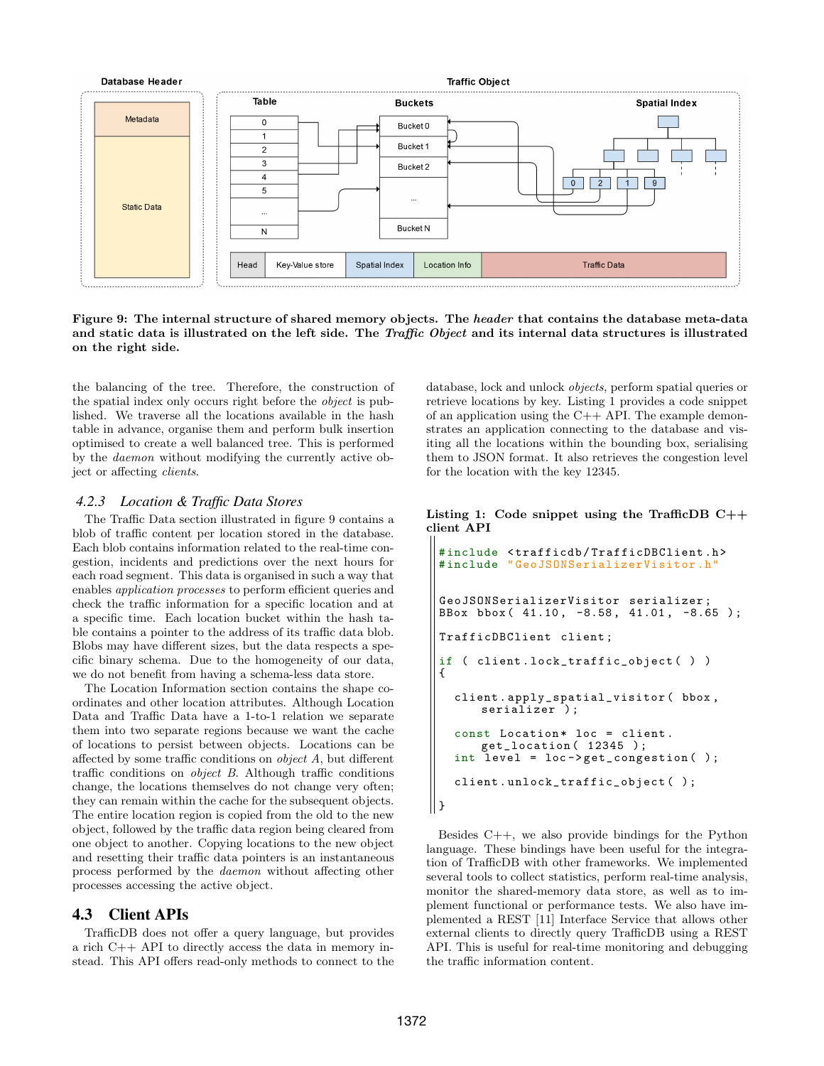Figure 9: The internal structure of shared memory objects. The *header* that contains the database meta-data and static data is illustrated on the left side. The *Traffic Object* and its internal data structures is illustrated on the right side.

the balancing of the tree. Therefore, the construction of the spatial index only occurs right before the *object* is published. We traverse all the locations available in the hash table in advance, organise them and perform bulk insertion optimised to create a well balanced tree. This is performed by the *daemon* without modifying the currently active object or affecting *clients*.

### 4.2.3 Location & Traffic Data Stores

The Traffic Data section illustrated in figure 9 contains a blob of traffic content per location stored in the database. Each blob contains information related to the real-time congestion, incidents and predictions over the next hours for each road segment. This data is organised in such a way that enables *application processes* to perform efficient queries and check the traffic information for a specific location and at a specific time. Each location bucket within the hash table contains a pointer to the address of its traffic data blob. Blobs may have different sizes, but the data respects a specific binary schema. Due to the homogeneity of our data, we do not benefit from having a schema-less data store.

The Location Information section contains the shape coordinates and other location attributes. Although Location Data and Traffic Data have a 1-to-1 relation we separate them into two separate regions because we want the cache of locations to persist between objects. Locations can be affected by some traffic conditions on *object A*, but different traffic conditions on *object B*. Although traffic conditions change, the locations themselves do not change very often; they can remain within the cache for the subsequent objects. The entire location region is copied from the old to the new object, followed by the traffic data region being cleared from one object to another. Copying locations to the new object and resetting their traffic data pointers is an instantaneous process performed by the *daemon* without affecting other processes accessing the active object.

## 4.3 Client APIs

TrafficDB does not offer a query language, but provides a rich C++ API to directly access the data in memory instead. This API offers read-only methods to connect to the database, lock and unlock *objects*, perform spatial queries or retrieve locations by key. Listing 1 provides a code snippet of an application using the C++ API. The example demonstrates an application connecting to the database and visiting all the locations within the bounding box, serialising them to JSON format. It also retrieves the congestion level for the location with the key 12345.

**Listing 1: Code snippet using the TrafficDB C++ client API**

```
#include <trafficdb/TrafficDBClient.h>
#include "GeoJSONSerializerVisitor.h"


GeoJSONSerializerVisitor serializer;
BBox bbox( 41.10, -8.58, 41.01, -8.65 );

TrafficDBClient client;

if ( client.lock_traffic_object( ) )
{

  client.apply_spatial_visitor( bbox,
      serializer );

  const Location* loc = client.
      get_location( 12345 );
  int level = loc->get_congestion( );

  client.unlock_traffic_object( );

}
```

Besides C++, we also provide bindings for the Python language. These bindings have been useful for the integration of TrafficDB with other frameworks. We implemented several tools to collect statistics, perform real-time analysis, monitor the shared-memory data store, as well as to implement functional or performance tests. We also have implemented a REST [11] Interface Service that allows other external clients to directly query TrafficDB using a REST API. This is useful for real-time monitoring and debugging the traffic information content.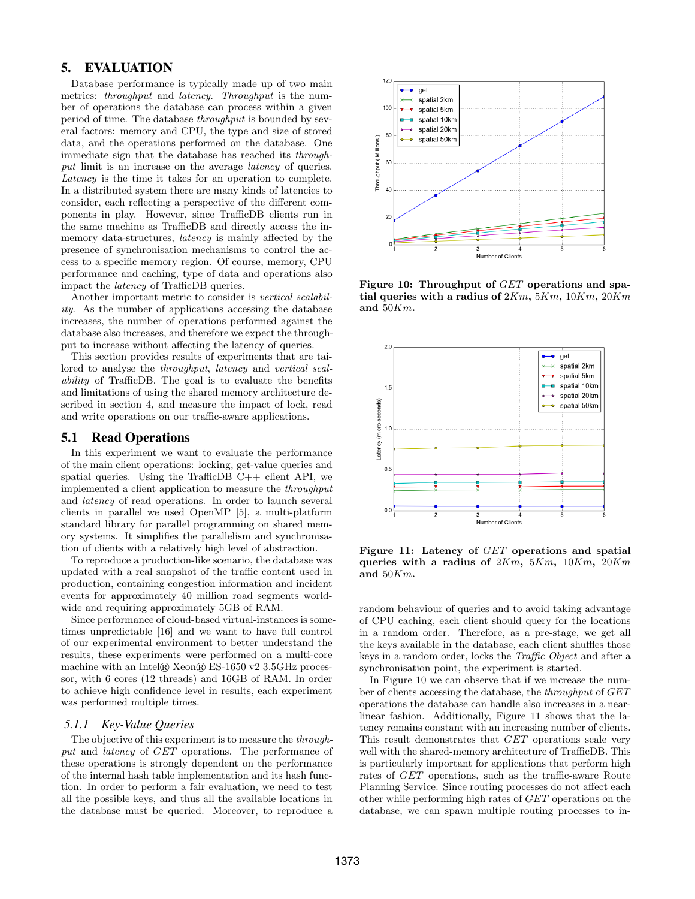## 5. EVALUATION

Database performance is typically made up of two main metrics: *throughput* and *latency*. *Throughput* is the number of operations the database can process within a given period of time. The database *throughput* is bounded by several factors: memory and CPU, the type and size of stored data, and the operations performed on the database. One immediate sign that the database has reached its *throughput* limit is an increase on the average *latency* of queries. *Latency* is the time it takes for an operation to complete. In a distributed system there are many kinds of latencies to consider, each reflecting a perspective of the different components in play. However, since TrafficDB clients run in the same machine as TrafficDB and directly access the in-memory data-structures, *latency* is mainly affected by the presence of synchronisation mechanisms to control the access to a specific memory region. Of course, memory, CPU performance and caching, type of data and operations also impact the *latency* of TrafficDB queries.

Another important metric to consider is *vertical scalability*. As the number of applications accessing the database increases, the number of operations performed against the database also increases, and therefore we expect the throughput to increase without affecting the latency of queries.

This section provides results of experiments that are tailored to analyse the *throughput*, *latency* and *vertical scalability* of TrafficDB. The goal is to evaluate the benefits and limitations of using the shared memory architecture described in section 4, and measure the impact of lock, read and write operations on our traffic-aware applications.

### 5.1 Read Operations

In this experiment we want to evaluate the performance of the main client operations: locking, get-value queries and spatial queries. Using the TrafficDB C++ client API, we implemented a client application to measure the *throughput* and *latency* of read operations. In order to launch several clients in parallel we used OpenMP [5], a multi-platform standard library for parallel programming on shared memory systems. It simplifies the parallelism and synchronisation of clients with a relatively high level of abstraction.

To reproduce a production-like scenario, the database was updated with a real snapshot of the traffic content used in production, containing congestion information and incident events for approximately 40 million road segments worldwide and requiring approximately 5GB of RAM.

Since performance of cloud-based virtual-instances is sometimes unpredictable [16] and we want to have full control of our experimental environment to better understand the results, these experiments were performed on a multi-core machine with an Intel® Xeon® ES-1650 v2 3.5GHz processor, with 6 cores (12 threads) and 16GB of RAM. In order to achieve high confidence level in results, each experiment was performed multiple times.

#### 5.1.1 Key-Value Queries

The objective of this experiment is to measure the *throughput* and *latency* of *GET* operations. The performance of these operations is strongly dependent on the performance of the internal hash table implementation and its hash function. In order to perform a fair evaluation, we need to test all the possible keys, and thus all the available locations in the database must be queried. Moreover, to reproduce a random behaviour of queries and to avoid taking advantage of CPU caching, each client should query for the locations in a random order. Therefore, as a pre-stage, we get all the keys available in the database, each client shuffles those keys in a random order, locks the *Traffic Object* and after a synchronisation point, the experiment is started.

**Figure 10: Throughput of *GET* operations and spatial queries with a radius of $2Km$, $5Km$, $10Km$, $20Km$ and $50Km$.**

**Figure 11: Latency of *GET* operations and spatial queries with a radius of $2Km$, $5Km$, $10Km$, $20Km$ and $50Km$.**

In Figure 10 we can observe that if we increase the number of clients accessing the database, the *throughput* of *GET* operations the database can handle also increases in a near-linear fashion. Additionally, Figure 11 shows that the latency remains constant with an increasing number of clients. This result demonstrates that *GET* operations scale very well with the shared-memory architecture of TrafficDB. This is particularly important for applications that perform high rates of *GET* operations, such as the traffic-aware Route Planning Service. Since routing processes do not affect each other while performing high rates of *GET* operations on the database, we can spawn multiple routing processes to in-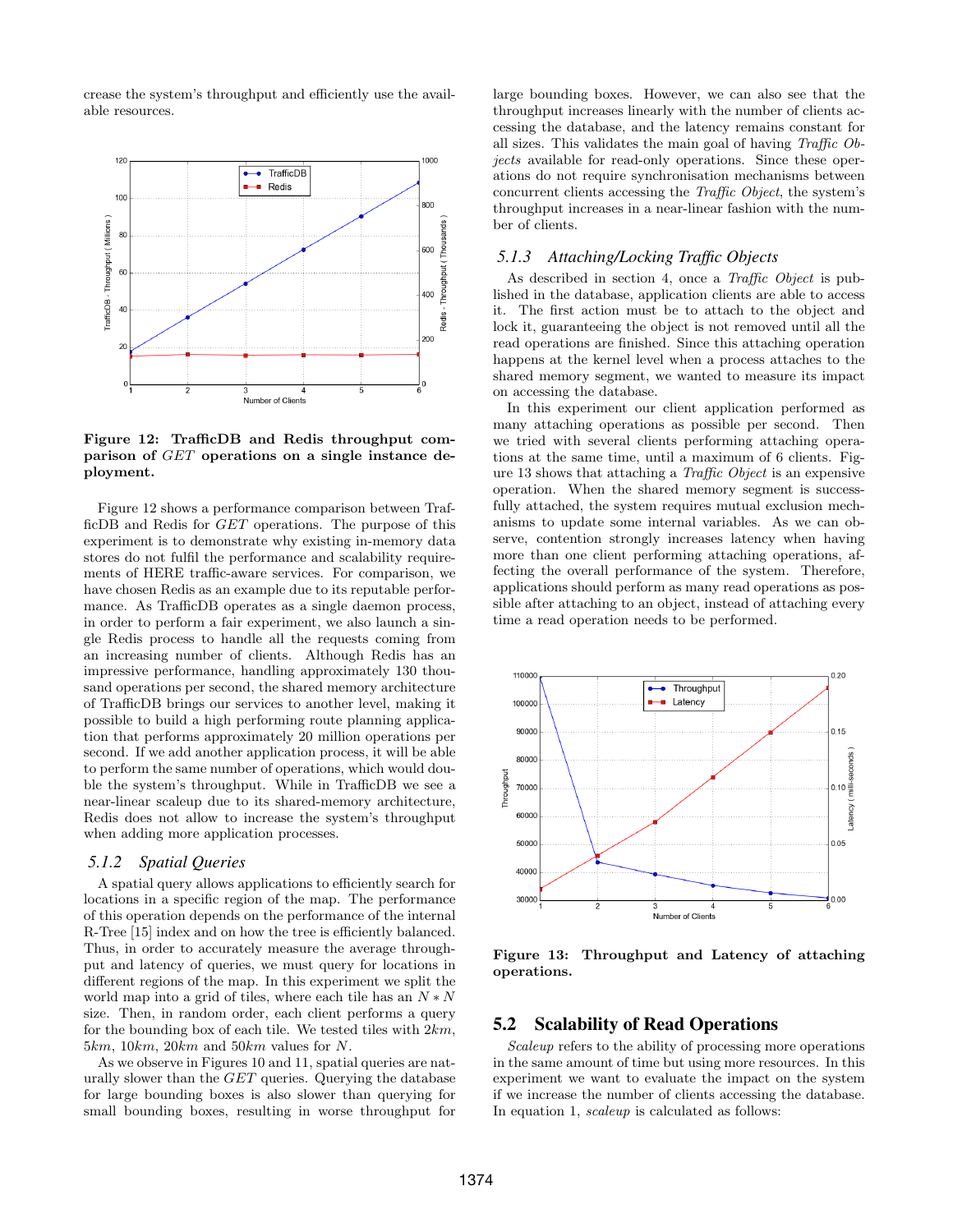crease the system's throughput and efficiently use the available resources.

Figure 12: TrafficDB and Redis throughput comparison of *GET* operations on a single instance deployment.

Figure 12 shows a performance comparison between TrafficDB and Redis for *GET* operations. The purpose of this experiment is to demonstrate why existing in-memory data stores do not fulfil the performance and scalability requirements of HERE traffic-aware services. For comparison, we have chosen Redis as an example due to its reputable performance. As TrafficDB operates as a single daemon process, in order to perform a fair experiment, we also launch a single Redis process to handle all the requests coming from an increasing number of clients. Although Redis has an impressive performance, handling approximately 130 thousand operations per second, the shared memory architecture of TrafficDB brings our services to another level, making it possible to build a high performing route planning application that performs approximately 20 million operations per second. If we add another application process, it will be able to perform the same number of operations, which would double the system's throughput. While in TrafficDB we see a near-linear scaleup due to its shared-memory architecture, Redis does not allow to increase the system's throughput when adding more application processes.

### 5.1.2 Spatial Queries

A spatial query allows applications to efficiently search for locations in a specific region of the map. The performance of this operation depends on the performance of the internal R-Tree [15] index and on how the tree is efficiently balanced. Thus, in order to accurately measure the average throughput and latency of queries, we must query for locations in different regions of the map. In this experiment we split the world map into a grid of tiles, where each tile has an $N * N$ size. Then, in random order, each client performs a query for the bounding box of each tile. We tested tiles with $2km$, $5km$, $10km$, $20km$ and $50km$ values for $N$.

As we observe in Figures 10 and 11, spatial queries are naturally slower than the *GET* queries. Querying the database for large bounding boxes is also slower than querying for small bounding boxes, resulting in worse throughput for large bounding boxes. However, we can also see that the throughput increases linearly with the number of clients accessing the database, and the latency remains constant for all sizes. This validates the main goal of having *Traffic Objects* available for read-only operations. Since these operations do not require synchronisation mechanisms between concurrent clients accessing the *Traffic Object*, the system's throughput increases in a near-linear fashion with the number of clients.

### 5.1.3 Attaching/Locking Traffic Objects

As described in section 4, once a *Traffic Object* is published in the database, application clients are able to access it. The first action must be to attach to the object and lock it, guaranteeing the object is not removed until all the read operations are finished. Since this attaching operation happens at the kernel level when a process attaches to the shared memory segment, we wanted to measure its impact on accessing the database.

In this experiment our client application performed as many attaching operations as possible per second. Then we tried with several clients performing attaching operations at the same time, until a maximum of 6 clients. Figure 13 shows that attaching a *Traffic Object* is an expensive operation. When the shared memory segment is successfully attached, the system requires mutual exclusion mechanisms to update some internal variables. As we can observe, contention strongly increases latency when having more than one client performing attaching operations, affecting the overall performance of the system. Therefore, applications should perform as many read operations as possible after attaching to an object, instead of attaching every time a read operation needs to be performed.

Figure 13: Throughput and Latency of attaching operations.

## 5.2 Scalability of Read Operations

*Scaleup* refers to the ability of processing more operations in the same amount of time but using more resources. In this experiment we want to evaluate the impact on the system if we increase the number of clients accessing the database. In equation 1, *scaleup* is calculated as follows: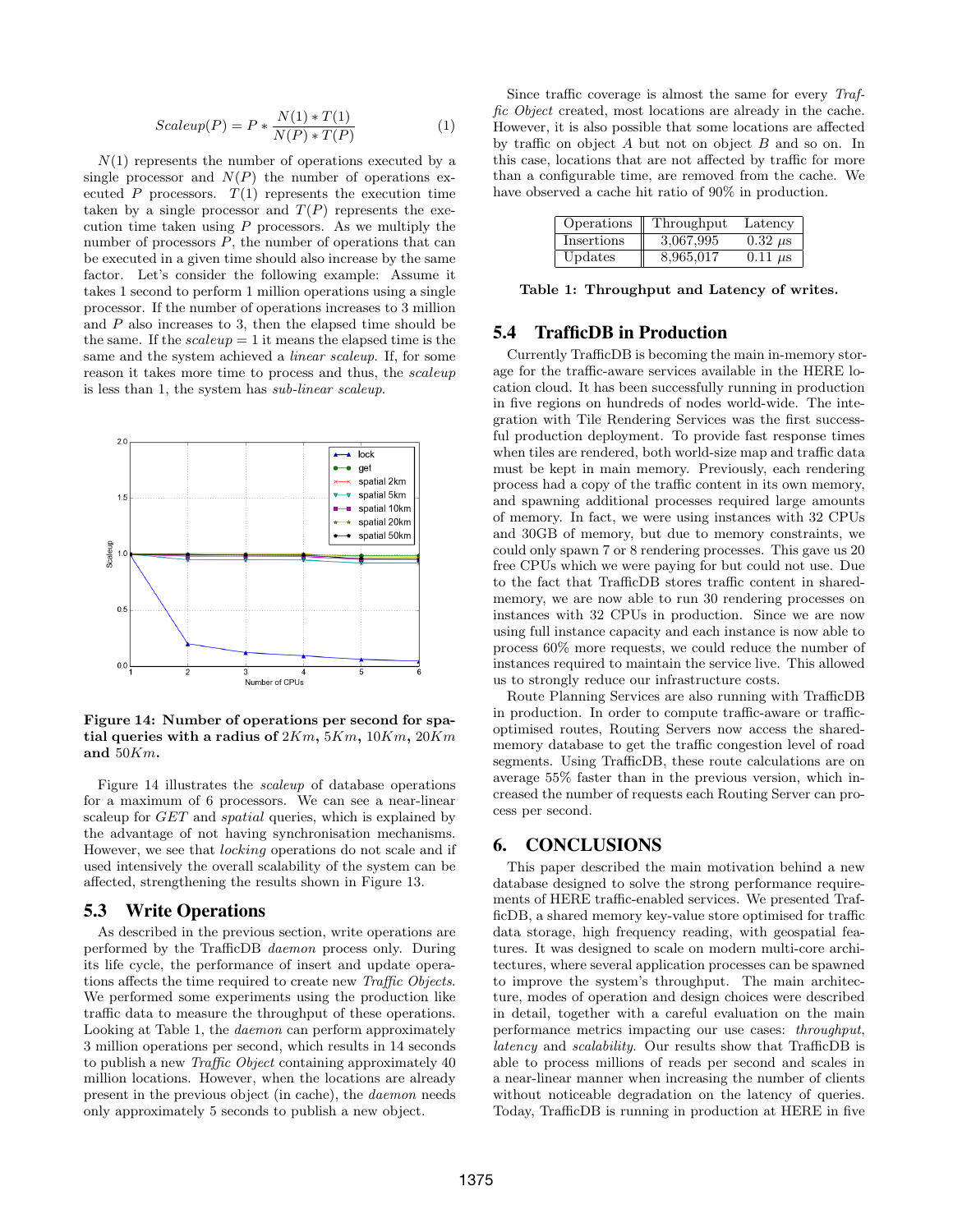$$Scaleup(P) = P * \frac{N(1) * T(1)}{N(P) * T(P)} \quad (1)$$

$N(1)$ represents the number of operations executed by a single processor and $N(P)$ the number of operations executed $P$ processors. $T(1)$ represents the execution time taken by a single processor and $T(P)$ represents the execution time taken using $P$ processors. As we multiply the number of processors $P$, the number of operations that can be executed in a given time should also increase by the same factor. Let's consider the following example: Assume it takes 1 second to perform 1 million operations using a single processor. If the number of operations increases to 3 million and $P$ also increases to 3, then the elapsed time should be the same. If the $scaleup = 1$ it means the elapsed time is the same and the system achieved a *linear scaleup*. If, for some reason it takes more time to process and thus, the *scaleup* is less than 1, the system has *sub-linear scaleup*.

**Figure 14: Number of operations per second for spatial queries with a radius of $2Km$, $5Km$, $10Km$, $20Km$ and $50Km$.**

Figure 14 illustrates the *scaleup* of database operations for a maximum of 6 processors. We can see a near-linear scaleup for *GET* and *spatial* queries, which is explained by the advantage of not having synchronisation mechanisms. However, we see that *locking* operations do not scale and if used intensively the overall scalability of the system can be affected, strengthening the results shown in Figure 13.

### 5.3 Write Operations

As described in the previous section, write operations are performed by the TrafficDB *daemon* process only. During its life cycle, the performance of insert and update operations affects the time required to create new *Traffic Objects*. We performed some experiments using the production like traffic data to measure the throughput of these operations. Looking at Table 1, the *daemon* can perform approximately 3 million operations per second, which results in 14 seconds to publish a new *Traffic Object* containing approximately 40 million locations. However, when the locations are already present in the previous object (in cache), the *daemon* needs only approximately 5 seconds to publish a new object.

Since traffic coverage is almost the same for every *Traffic Object* created, most locations are already in the cache. However, it is also possible that some locations are affected by traffic on object $A$ but not on object $B$ and so on. In this case, locations that are not affected by traffic for more than a configurable time, are removed from the cache. We have observed a cache hit ratio of 90% in production.

| Operations | Throughput | Latency |
|---|---|---|
| Insertions | 3,067,995 | 0.32 $\mu s$ |
| Updates | 8,965,017 | 0.11 $\mu s$ |

**Table 1: Throughput and Latency of writes.**

### 5.4 TrafficDB in Production

Currently TrafficDB is becoming the main in-memory storage for the traffic-aware services available in the HERE location cloud. It has been successfully running in production in five regions on hundreds of nodes world-wide. The integration with Tile Rendering Services was the first successful production deployment. To provide fast response times when tiles are rendered, both world-size map and traffic data must be kept in main memory. Previously, each rendering process had a copy of the traffic content in its own memory, and spawning additional processes required large amounts of memory. In fact, we were using instances with 32 CPUs and 30GB of memory, but due to memory constraints, we could only spawn 7 or 8 rendering processes. This gave us 20 free CPUs which we were paying for but could not use. Due to the fact that TrafficDB stores traffic content in shared-memory, we are now able to run 30 rendering processes on instances with 32 CPUs in production. Since we are now using full instance capacity and each instance is now able to process 60% more requests, we could reduce the number of instances required to maintain the service live. This allowed us to strongly reduce our infrastructure costs.

Route Planning Services are also running with TrafficDB in production. In order to compute traffic-aware or traffic-optimised routes, Routing Servers now access the shared-memory database to get the traffic congestion level of road segments. Using TrafficDB, these route calculations are on average 55% faster than in the previous version, which increased the number of requests each Routing Server can process per second.

## 6. CONCLUSIONS

This paper described the main motivation behind a new database designed to solve the strong performance requirements of HERE traffic-enabled services. We presented TrafficDB, a shared memory key-value store optimised for traffic data storage, high frequency reading, with geospatial features. It was designed to scale on modern multi-core architectures, where several application processes can be spawned to improve the system's throughput. The main architecture, modes of operation and design choices were described in detail, together with a careful evaluation on the main performance metrics impacting our use cases: *throughput*, *latency* and *scalability*. Our results show that TrafficDB is able to process millions of reads per second and scales in a near-linear manner when increasing the number of clients without noticeable degradation on the latency of queries. Today, TrafficDB is running in production at HERE in five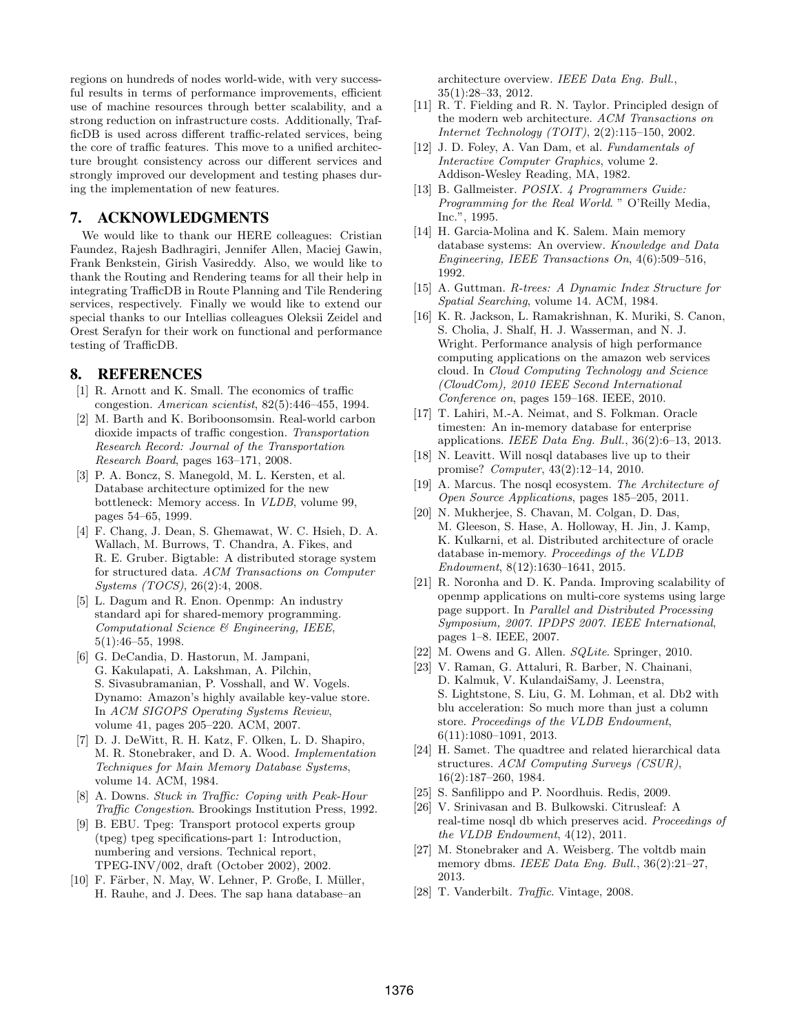regions on hundreds of nodes world-wide, with very successful results in terms of performance improvements, efficient use of machine resources through better scalability, and a strong reduction on infrastructure costs. Additionally, TrafficDB is used across different traffic-related services, being the core of traffic features. This move to a unified architecture brought consistency across our different services and strongly improved our development and testing phases during the implementation of new features.

## 7. ACKNOWLEDGMENTS

We would like to thank our HERE colleagues: Cristian Faundez, Rajesh Badhragiri, Jennifer Allen, Maciej Gawin, Frank Benkstein, Girish Vasireddy. Also, we would like to thank the Routing and Rendering teams for all their help in integrating TrafficDB in Route Planning and Tile Rendering services, respectively. Finally we would like to extend our special thanks to our Intellias colleagues Oleksii Zeidel and Orest Serafyn for their work on functional and performance testing of TrafficDB.

## 8. REFERENCES

[1] R. Arnott and K. Small. The economics of traffic congestion. *American scientist*, 82(5):446–455, 1994.

[2] M. Barth and K. Boriboonsomsin. Real-world carbon dioxide impacts of traffic congestion. *Transportation Research Record: Journal of the Transportation Research Board*, pages 163–171, 2008.

[3] P. A. Boncz, S. Manegold, M. L. Kersten, et al. Database architecture optimized for the new bottleneck: Memory access. In *VLDB*, volume 99, pages 54–65, 1999.

[4] F. Chang, J. Dean, S. Ghemawat, W. C. Hsieh, D. A. Wallach, M. Burrows, T. Chandra, A. Fikes, and R. E. Gruber. Bigtable: A distributed storage system for structured data. *ACM Transactions on Computer Systems (TOCS)*, 26(2):4, 2008.

[5] L. Dagum and R. Enon. Openmp: An industry standard api for shared-memory programming. *Computational Science & Engineering, IEEE*, 5(1):46–55, 1998.

[6] G. DeCandia, D. Hastorun, M. Jampani, G. Kakulapati, A. Lakshman, A. Pilchin, S. Sivasubramanian, P. Vosshall, and W. Vogels. Dynamo: Amazon's highly available key-value store. In *ACM SIGOPS Operating Systems Review*, volume 41, pages 205–220. ACM, 2007.

[7] D. J. DeWitt, R. H. Katz, F. Olken, L. D. Shapiro, M. R. Stonebraker, and D. A. Wood. *Implementation Techniques for Main Memory Database Systems*, volume 14. ACM, 1984.

[8] A. Downs. *Stuck in Traffic: Coping with Peak-Hour Traffic Congestion*. Brookings Institution Press, 1992.

[9] B. EBU. Tpeg: Transport protocol experts group (tpeg) tpeg specifications-part 1: Introduction, numbering and versions. Technical report, TPEG-INV/002, draft (October 2002), 2002.

[10] F. Färber, N. May, W. Lehner, P. Große, I. Müller, H. Rauhe, and J. Dees. The sap hana database–an architecture overview. *IEEE Data Eng. Bull.*, 35(1):28–33, 2012.

[11] R. T. Fielding and R. N. Taylor. Principled design of the modern web architecture. *ACM Transactions on Internet Technology (TOIT)*, 2(2):115–150, 2002.

[12] J. D. Foley, A. Van Dam, et al. *Fundamentals of Interactive Computer Graphics*, volume 2. Addison-Wesley Reading, MA, 1982.

[13] B. Gallmeister. *POSIX. 4 Programmers Guide: Programming for the Real World*. " O'Reilly Media, Inc.", 1995.

[14] H. Garcia-Molina and K. Salem. Main memory database systems: An overview. *Knowledge and Data Engineering, IEEE Transactions On*, 4(6):509–516, 1992.

[15] A. Guttman. *R-trees: A Dynamic Index Structure for Spatial Searching*, volume 14. ACM, 1984.

[16] K. R. Jackson, L. Ramakrishnan, K. Muriki, S. Canon, S. Cholia, J. Shalf, H. J. Wasserman, and N. J. Wright. Performance analysis of high performance computing applications on the amazon web services cloud. In *Cloud Computing Technology and Science (CloudCom), 2010 IEEE Second International Conference on*, pages 159–168. IEEE, 2010.

[17] T. Lahiri, M.-A. Neimat, and S. Folkman. Oracle timesten: An in-memory database for enterprise applications. *IEEE Data Eng. Bull.*, 36(2):6–13, 2013.

[18] N. Leavitt. Will nosql databases live up to their promise? *Computer*, 43(2):12–14, 2010.

[19] A. Marcus. The nosql ecosystem. *The Architecture of Open Source Applications*, pages 185–205, 2011.

[20] N. Mukherjee, S. Chavan, M. Colgan, D. Das, M. Gleeson, S. Hase, A. Holloway, H. Jin, J. Kamp, K. Kulkarni, et al. Distributed architecture of oracle database in-memory. *Proceedings of the VLDB Endowment*, 8(12):1630–1641, 2015.

[21] R. Noronha and D. K. Panda. Improving scalability of openmp applications on multi-core systems using large page support. In *Parallel and Distributed Processing Symposium, 2007. IPDPS 2007. IEEE International*, pages 1–8. IEEE, 2007.

[22] M. Owens and G. Allen. *SQLite*. Springer, 2010.

[23] V. Raman, G. Attaluri, R. Barber, N. Chainani, D. Kalmuk, V. KulandaiSamy, J. Leenstra, S. Lightstone, S. Liu, G. M. Lohman, et al. Db2 with blu acceleration: So much more than just a column store. *Proceedings of the VLDB Endowment*, 6(11):1080–1091, 2013.

[24] H. Samet. The quadtree and related hierarchical data structures. *ACM Computing Surveys (CSUR)*, 16(2):187–260, 1984.

[25] S. Sanfilippo and P. Noordhuis. Redis, 2009.

[26] V. Srinivasan and B. Bulkowski. Citrusleaf: A real-time nosql db which preserves acid. *Proceedings of the VLDB Endowment*, 4(12), 2011.

[27] M. Stonebraker and A. Weisberg. The voltdb main memory dbms. *IEEE Data Eng. Bull.*, 36(2):21–27, 2013.

[28] T. Vanderbilt. *Traffic*. Vintage, 2008.